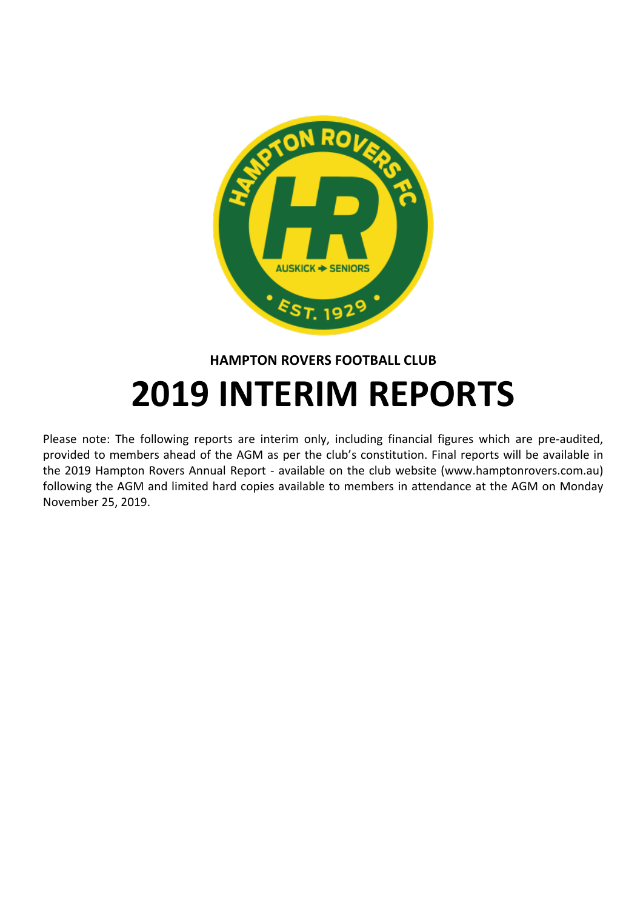**HAMPTON ROVERS FOOTBALL CLUB**

# 2019 INTERIM REPORTS

Please note: The following reports are interim only, including financial figures which are pre-audited, provided to members ahead of the AGM as per the club's constitution. Final reports will be available in the 2019 Hampton Rovers Annual Report - available on the club website (www.hamptonrovers.com.au) following the AGM and limited hard copies available to members in attendance at the AGM on Monday November 25, 2019.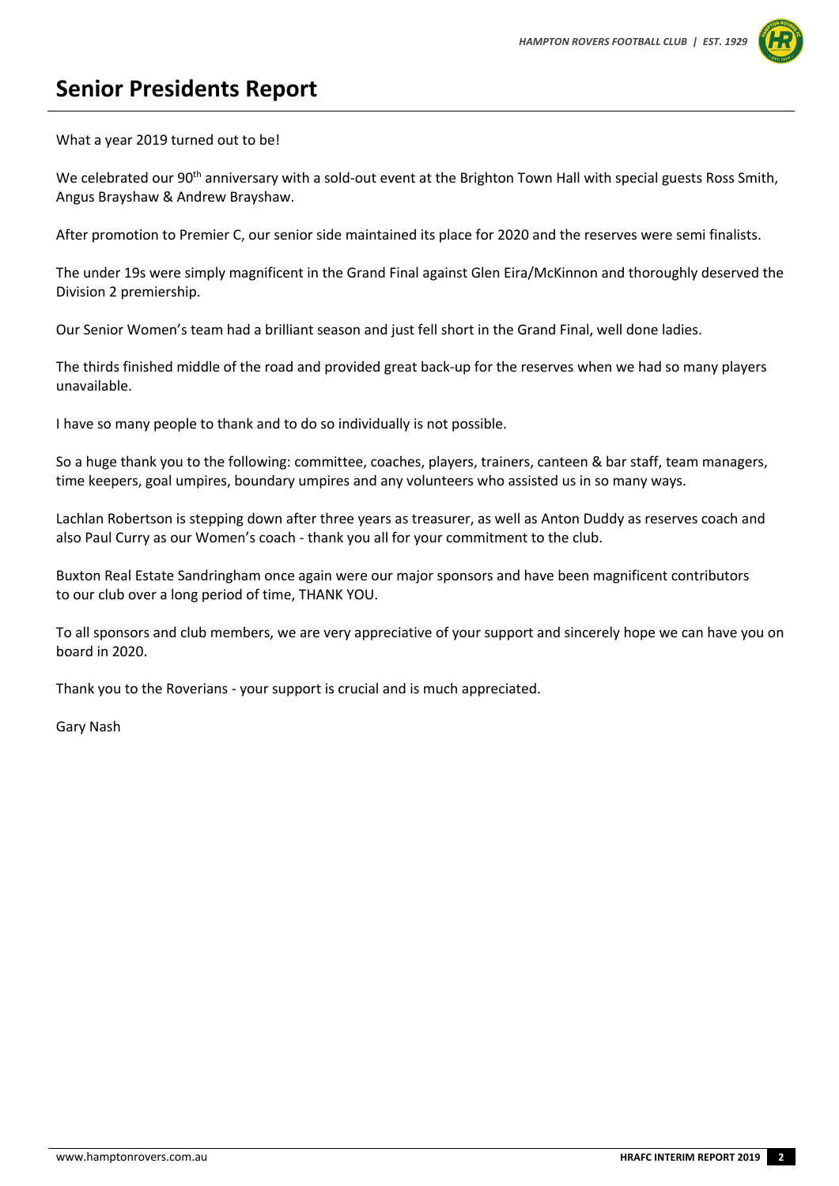# Senior Presidents Report

What a year 2019 turned out to be!

We celebrated our 90th anniversary with a sold-out event at the Brighton Town Hall with special guests Ross Smith, Angus Brayshaw & Andrew Brayshaw.

After promotion to Premier C, our senior side maintained its place for 2020 and the reserves were semi finalists.

The under 19s were simply magnificent in the Grand Final against Glen Eira/McKinnon and thoroughly deserved the Division 2 premiership.

Our Senior Women's team had a brilliant season and just fell short in the Grand Final, well done ladies.

The thirds finished middle of the road and provided great back-up for the reserves when we had so many players unavailable.

I have so many people to thank and to do so individually is not possible.

So a huge thank you to the following: committee, coaches, players, trainers, canteen & bar staff, team managers, time keepers, goal umpires, boundary umpires and any volunteers who assisted us in so many ways.

Lachlan Robertson is stepping down after three years as treasurer, as well as Anton Duddy as reserves coach and also Paul Curry as our Women's coach - thank you all for your commitment to the club.

Buxton Real Estate Sandringham once again were our major sponsors and have been magnificent contributors to our club over a long period of time, THANK YOU.

To all sponsors and club members, we are very appreciative of your support and sincerely hope we can have you on board in 2020.

Thank you to the Roverians - your support is crucial and is much appreciated.

Gary Nash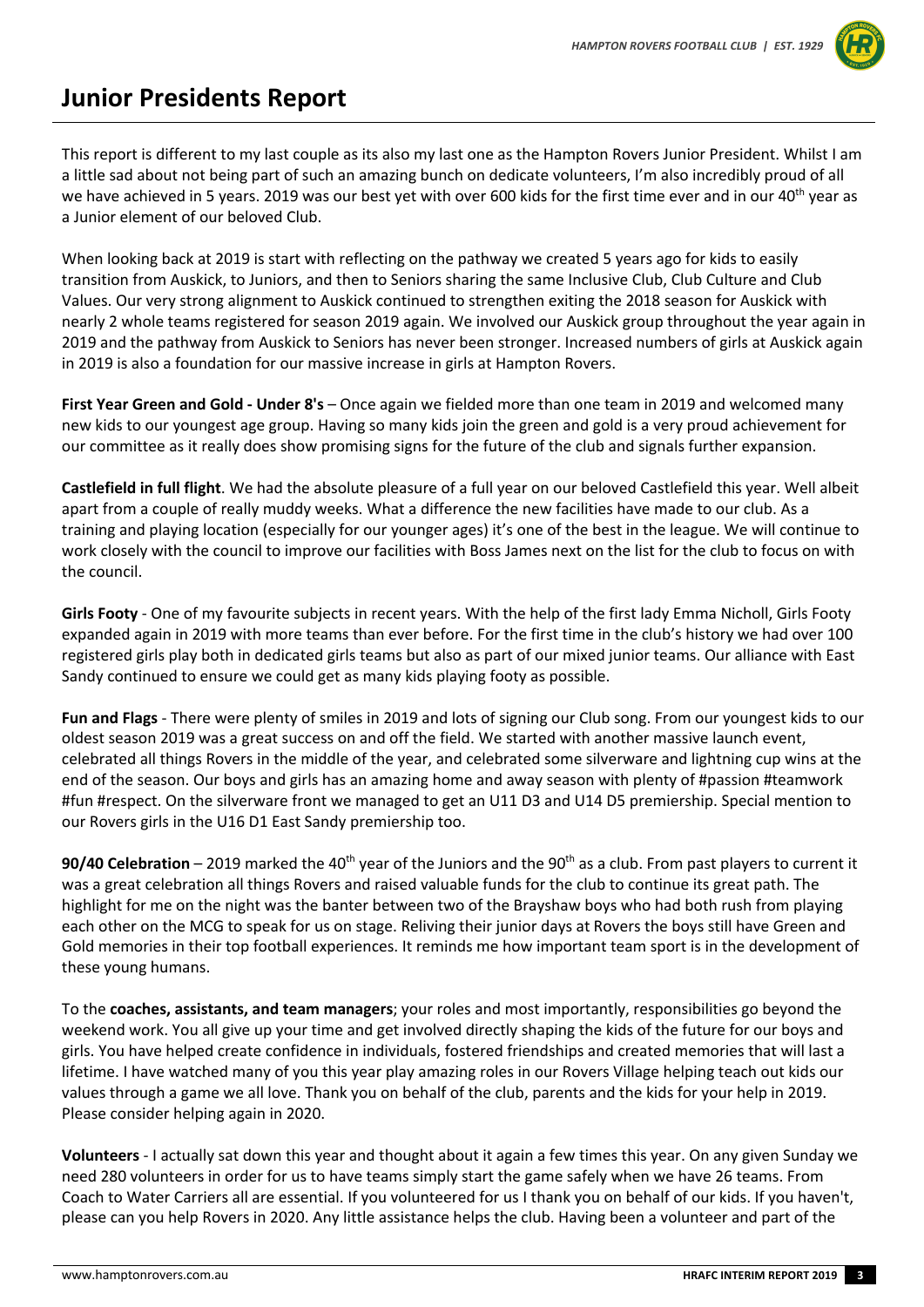# Junior Presidents Report

This report is different to my last couple as its also my last one as the Hampton Rovers Junior President. Whilst I am a little sad about not being part of such an amazing bunch on dedicate volunteers, I'm also incredibly proud of all we have achieved in 5 years. 2019 was our best yet with over 600 kids for the first time ever and in our 40th year as a Junior element of our beloved Club.

When looking back at 2019 is start with reflecting on the pathway we created 5 years ago for kids to easily transition from Auskick, to Juniors, and then to Seniors sharing the same Inclusive Club, Club Culture and Club Values. Our very strong alignment to Auskick continued to strengthen exiting the 2018 season for Auskick with nearly 2 whole teams registered for season 2019 again. We involved our Auskick group throughout the year again in 2019 and the pathway from Auskick to Seniors has never been stronger. Increased numbers of girls at Auskick again in 2019 is also a foundation for our massive increase in girls at Hampton Rovers.

**First Year Green and Gold - Under 8's** – Once again we fielded more than one team in 2019 and welcomed many new kids to our youngest age group. Having so many kids join the green and gold is a very proud achievement for our committee as it really does show promising signs for the future of the club and signals further expansion.

**Castlefield in full flight**. We had the absolute pleasure of a full year on our beloved Castlefield this year. Well albeit apart from a couple of really muddy weeks. What a difference the new facilities have made to our club. As a training and playing location (especially for our younger ages) it's one of the best in the league. We will continue to work closely with the council to improve our facilities with Boss James next on the list for the club to focus on with the council.

**Girls Footy** - One of my favourite subjects in recent years. With the help of the first lady Emma Nicholl, Girls Footy expanded again in 2019 with more teams than ever before. For the first time in the club's history we had over 100 registered girls play both in dedicated girls teams but also as part of our mixed junior teams. Our alliance with East Sandy continued to ensure we could get as many kids playing footy as possible.

**Fun and Flags** - There were plenty of smiles in 2019 and lots of signing our Club song. From our youngest kids to our oldest season 2019 was a great success on and off the field. We started with another massive launch event, celebrated all things Rovers in the middle of the year, and celebrated some silverware and lightning cup wins at the end of the season. Our boys and girls has an amazing home and away season with plenty of #passion #teamwork #fun #respect. On the silverware front we managed to get an U11 D3 and U14 D5 premiership. Special mention to our Rovers girls in the U16 D1 East Sandy premiership too.

**90/40 Celebration** – 2019 marked the 40th year of the Juniors and the 90th as a club. From past players to current it was a great celebration all things Rovers and raised valuable funds for the club to continue its great path. The highlight for me on the night was the banter between two of the Brayshaw boys who had both rush from playing each other on the MCG to speak for us on stage. Reliving their junior days at Rovers the boys still have Green and Gold memories in their top football experiences. It reminds me how important team sport is in the development of these young humans.

To the **coaches, assistants, and team managers**; your roles and most importantly, responsibilities go beyond the weekend work. You all give up your time and get involved directly shaping the kids of the future for our boys and girls. You have helped create confidence in individuals, fostered friendships and created memories that will last a lifetime. I have watched many of you this year play amazing roles in our Rovers Village helping teach out kids our values through a game we all love. Thank you on behalf of the club, parents and the kids for your help in 2019. Please consider helping again in 2020.

**Volunteers** - I actually sat down this year and thought about it again a few times this year. On any given Sunday we need 280 volunteers in order for us to have teams simply start the game safely when we have 26 teams. From Coach to Water Carriers all are essential. If you volunteered for us I thank you on behalf of our kids. If you haven't, please can you help Rovers in 2020. Any little assistance helps the club. Having been a volunteer and part of the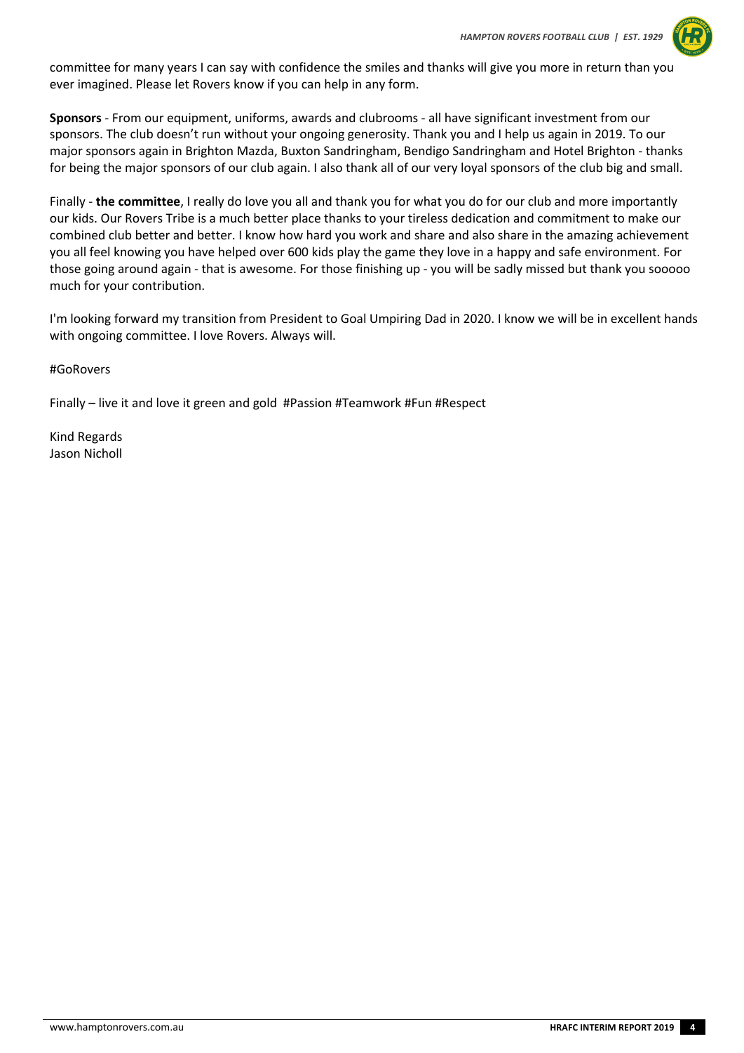committee for many years I can say with confidence the smiles and thanks will give you more in return than you ever imagined. Please let Rovers know if you can help in any form.

**Sponsors** - From our equipment, uniforms, awards and clubrooms - all have significant investment from our sponsors. The club doesn't run without your ongoing generosity. Thank you and I help us again in 2019. To our major sponsors again in Brighton Mazda, Buxton Sandringham, Bendigo Sandringham and Hotel Brighton - thanks for being the major sponsors of our club again. I also thank all of our very loyal sponsors of the club big and small.

Finally - **the committee**, I really do love you all and thank you for what you do for our club and more importantly our kids. Our Rovers Tribe is a much better place thanks to your tireless dedication and commitment to make our combined club better and better. I know how hard you work and share and also share in the amazing achievement you all feel knowing you have helped over 600 kids play the game they love in a happy and safe environment. For those going around again - that is awesome. For those finishing up - you will be sadly missed but thank you sooooo much for your contribution.

I'm looking forward my transition from President to Goal Umpiring Dad in 2020. I know we will be in excellent hands with ongoing committee. I love Rovers. Always will.

#GoRovers

Finally – live it and love it green and gold #Passion #Teamwork #Fun #Respect

Kind Regards
Jason Nicholl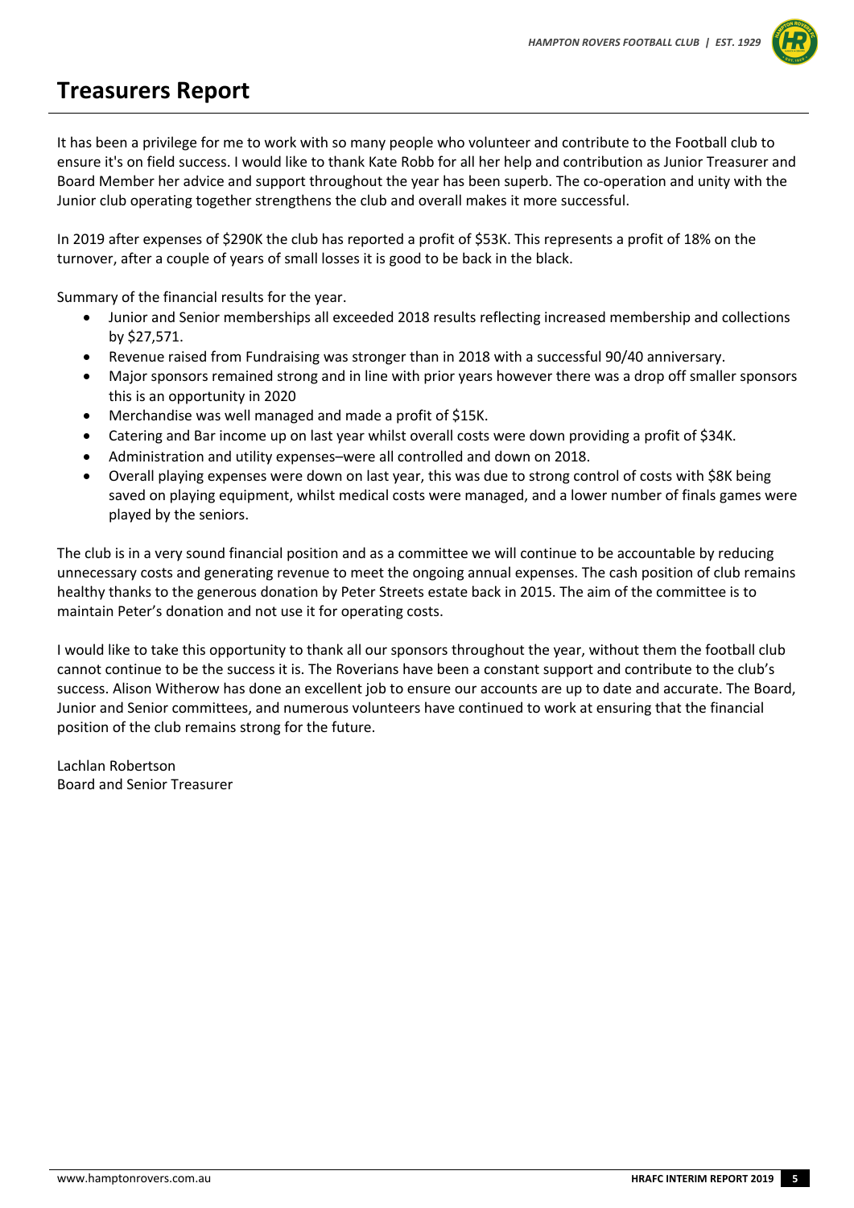# Treasurers Report

It has been a privilege for me to work with so many people who volunteer and contribute to the Football club to ensure it's on field success. I would like to thank Kate Robb for all her help and contribution as Junior Treasurer and Board Member her advice and support throughout the year has been superb. The co-operation and unity with the Junior club operating together strengthens the club and overall makes it more successful.

In 2019 after expenses of $290K the club has reported a profit of $53K. This represents a profit of 18% on the turnover, after a couple of years of small losses it is good to be back in the black.

Summary of the financial results for the year.

- Junior and Senior memberships all exceeded 2018 results reflecting increased membership and collections by $27,571.
- Revenue raised from Fundraising was stronger than in 2018 with a successful 90/40 anniversary.
- Major sponsors remained strong and in line with prior years however there was a drop off smaller sponsors this is an opportunity in 2020
- Merchandise was well managed and made a profit of $15K.
- Catering and Bar income up on last year whilst overall costs were down providing a profit of $34K.
- Administration and utility expenses–were all controlled and down on 2018.
- Overall playing expenses were down on last year, this was due to strong control of costs with $8K being saved on playing equipment, whilst medical costs were managed, and a lower number of finals games were played by the seniors.

The club is in a very sound financial position and as a committee we will continue to be accountable by reducing unnecessary costs and generating revenue to meet the ongoing annual expenses. The cash position of club remains healthy thanks to the generous donation by Peter Streets estate back in 2015. The aim of the committee is to maintain Peter's donation and not use it for operating costs.

I would like to take this opportunity to thank all our sponsors throughout the year, without them the football club cannot continue to be the success it is. The Roverians have been a constant support and contribute to the club's success. Alison Witherow has done an excellent job to ensure our accounts are up to date and accurate. The Board, Junior and Senior committees, and numerous volunteers have continued to work at ensuring that the financial position of the club remains strong for the future.

Lachlan Robertson
Board and Senior Treasurer